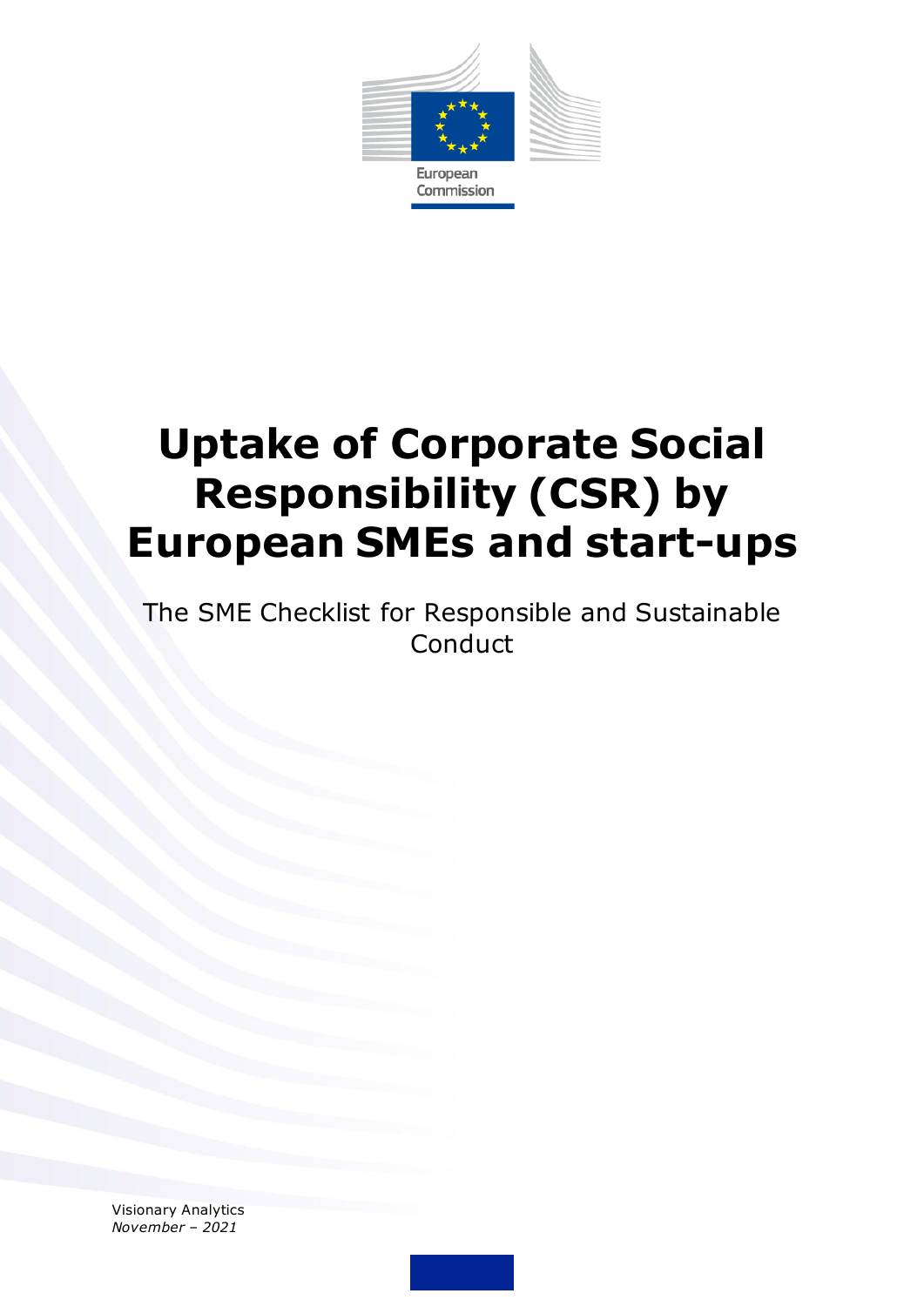European Commission

# Uptake of Corporate Social Responsibility (CSR) by European SMEs and start-ups

The SME Checklist for Responsible and Sustainable Conduct

Visionary Analytics
*November – 2021*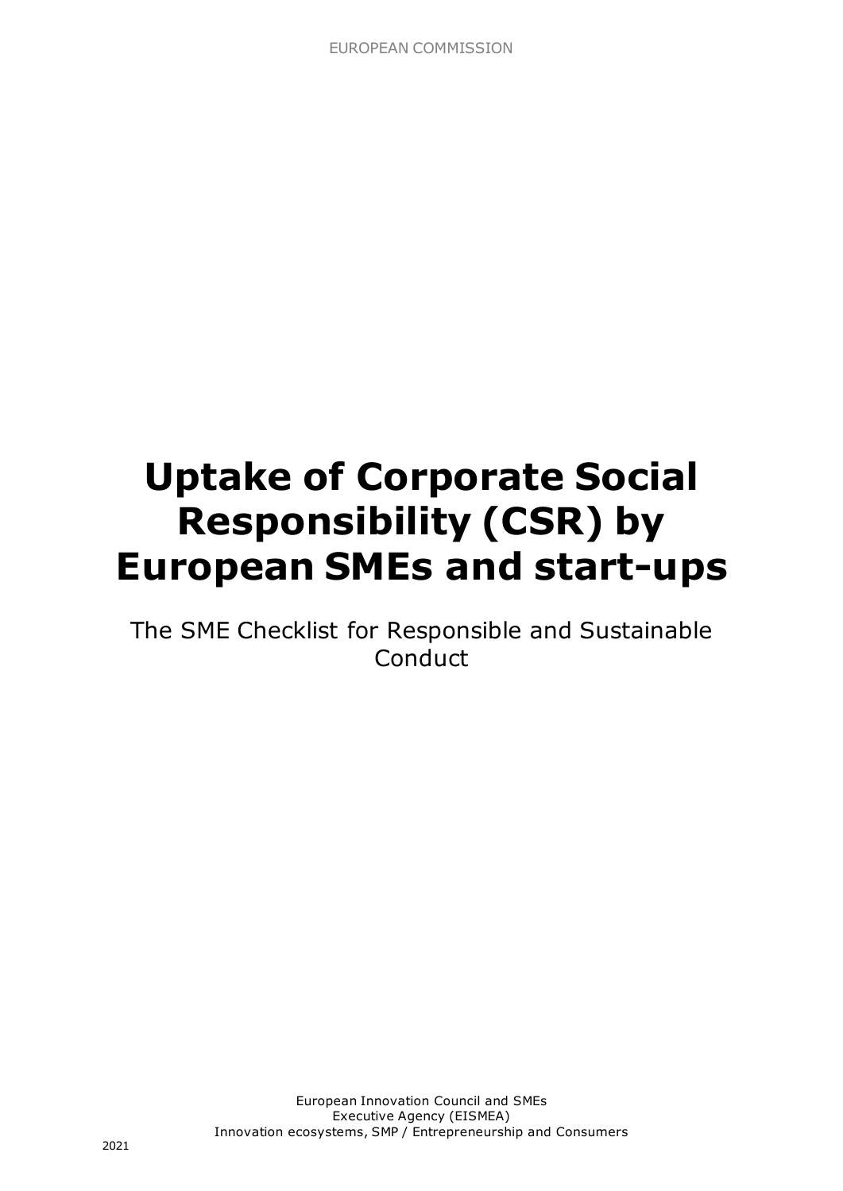EUROPEAN COMMISSION

# Uptake of Corporate Social Responsibility (CSR) by European SMEs and start-ups

The SME Checklist for Responsible and Sustainable Conduct

European Innovation Council and SMEs
Executive Agency (EISMEA)
Innovation ecosystems, SMP / Entrepreneurship and Consumers

2021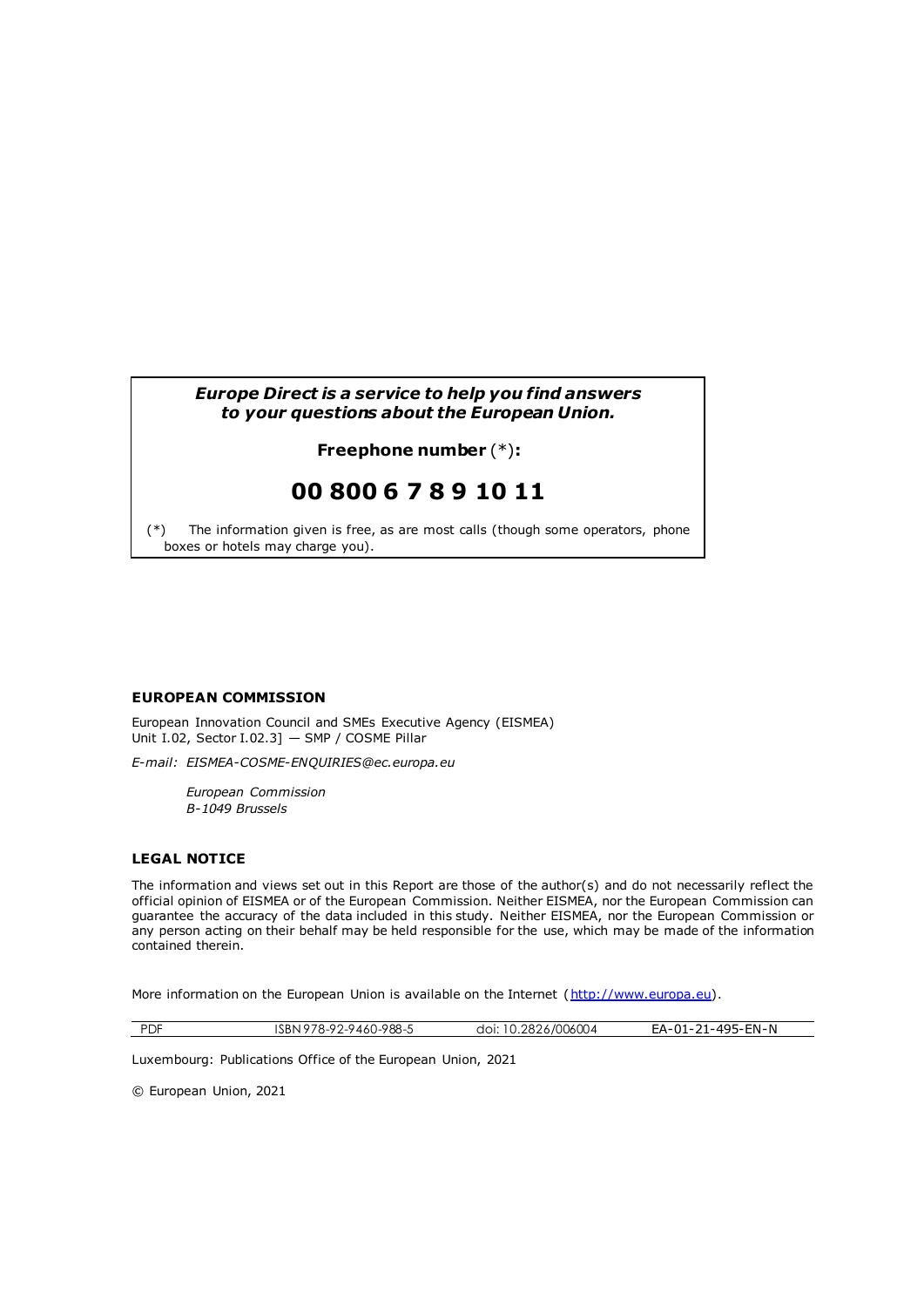***Europe Direct is a service to help you find answers to your questions about the European Union.***

**Freephone number** (*)**:**

# 00 800 6 7 8 9 10 11

(*) The information given is free, as are most calls (though some operators, phone boxes or hotels may charge you).

**EUROPEAN COMMISSION**

European Innovation Council and SMEs Executive Agency (EISMEA)
Unit I.02, Sector I.02.3] — SMP / COSME Pillar

*E-mail: EISMEA-COSME-ENQUIRIES@ec.europa.eu*

*European Commission*
*B-1049 Brussels*

**LEGAL NOTICE**

The information and views set out in this Report are those of the author(s) and do not necessarily reflect the official opinion of EISMEA or of the European Commission. Neither EISMEA, nor the European Commission can guarantee the accuracy of the data included in this study. Neither EISMEA, nor the European Commission or any person acting on their behalf may be held responsible for the use, which may be made of the information contained therein.

More information on the European Union is available on the Internet (http://www.europa.eu).

| PDF | ISBN 978-92-9460-988-5 | doi: 10.2826/006004 | EA-01-21-495-EN-N |
|---|---|---|---|

Luxembourg: Publications Office of the European Union, 2021

© European Union, 2021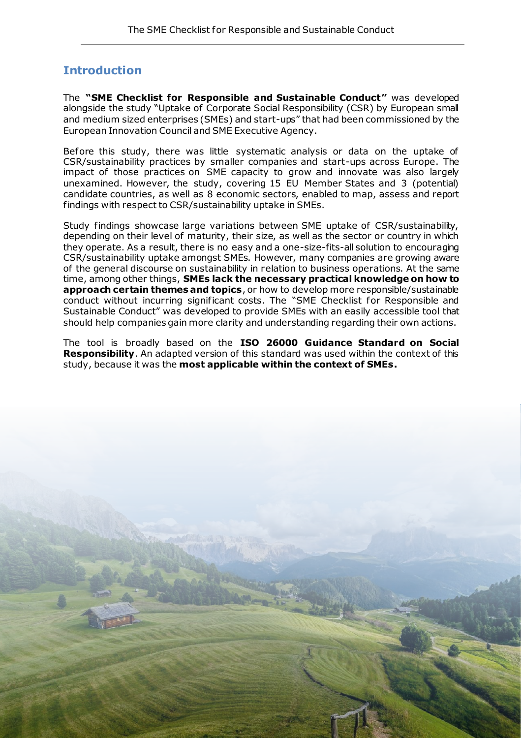## Introduction

The **"SME Checklist for Responsible and Sustainable Conduct"** was developed alongside the study "Uptake of Corporate Social Responsibility (CSR) by European small and medium sized enterprises (SMEs) and start-ups" that had been commissioned by the European Innovation Council and SME Executive Agency.

Before this study, there was little systematic analysis or data on the uptake of CSR/sustainability practices by smaller companies and start-ups across Europe. The impact of those practices on SME capacity to grow and innovate was also largely unexamined. However, the study, covering 15 EU Member States and 3 (potential) candidate countries, as well as 8 economic sectors, enabled to map, assess and report findings with respect to CSR/sustainability uptake in SMEs.

Study findings showcase large variations between SME uptake of CSR/sustainability, depending on their level of maturity, their size, as well as the sector or country in which they operate. As a result, there is no easy and a one-size-fits-all solution to encouraging CSR/sustainability uptake amongst SMEs. However, many companies are growing aware of the general discourse on sustainability in relation to business operations. At the same time, among other things, **SMEs lack the necessary practical knowledge on how to approach certain themes and topics**, or how to develop more responsible/sustainable conduct without incurring significant costs. The "SME Checklist for Responsible and Sustainable Conduct" was developed to provide SMEs with an easily accessible tool that should help companies gain more clarity and understanding regarding their own actions.

The tool is broadly based on the **ISO 26000 Guidance Standard on Social Responsibility**. An adapted version of this standard was used within the context of this study, because it was the **most applicable within the context of SMEs.**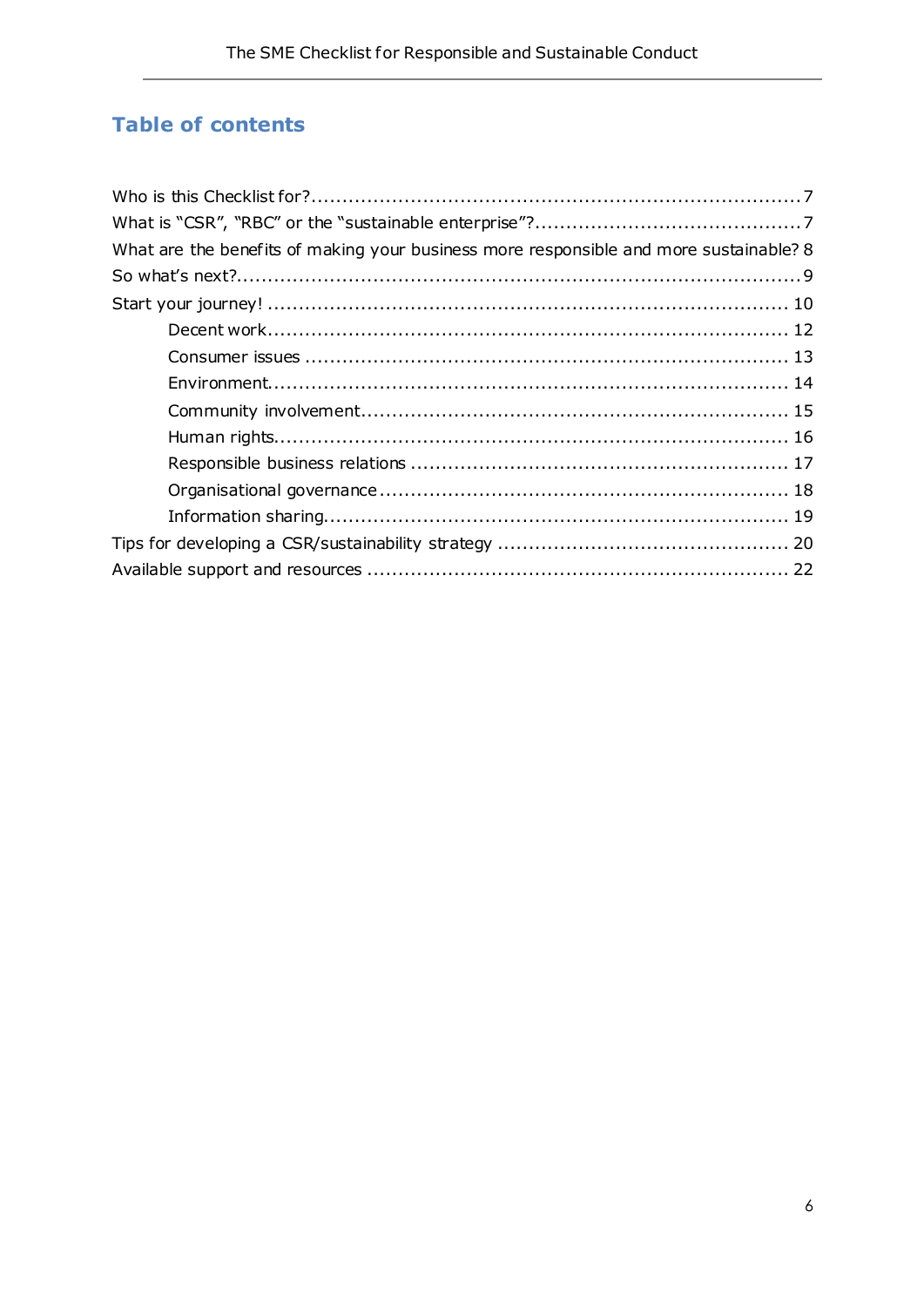## Table of contents

Who is this Checklist for? ... 7
What is "CSR", "RBC" or the "sustainable enterprise"? ... 7
What are the benefits of making your business more responsible and more sustainable? 8
So what's next? ... 9
Start your journey! ... 10
- Decent work ... 12
- Consumer issues ... 13
- Environment ... 14
- Community involvement ... 15
- Human rights ... 16
- Responsible business relations ... 17
- Organisational governance ... 18
- Information sharing ... 19

Tips for developing a CSR/sustainability strategy ... 20
Available support and resources ... 22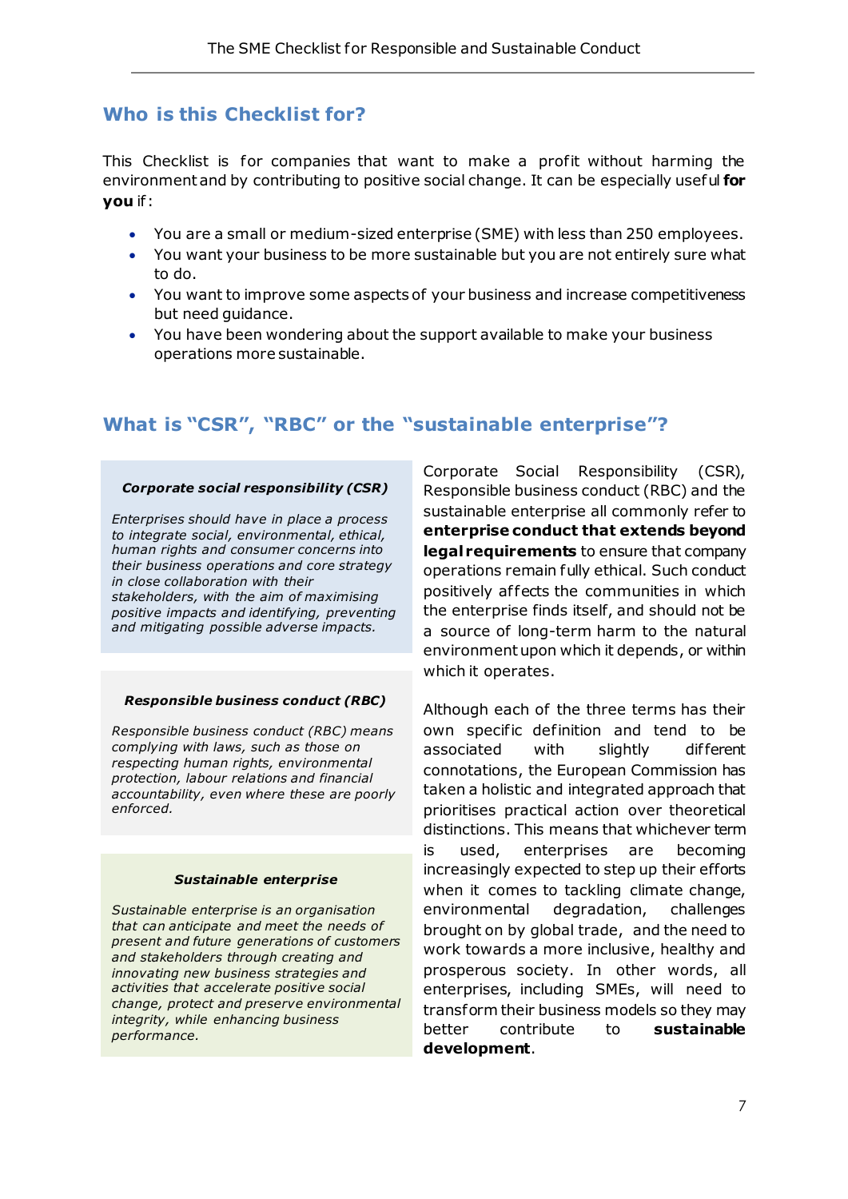## Who is this Checklist for?

This Checklist is for companies that want to make a profit without harming the environment and by contributing to positive social change. It can be especially useful **for you** if:

- You are a small or medium-sized enterprise (SME) with less than 250 employees.
- You want your business to be more sustainable but you are not entirely sure what to do.
- You want to improve some aspects of your business and increase competitiveness but need guidance.
- You have been wondering about the support available to make your business operations more sustainable.

## What is "CSR", "RBC" or the "sustainable enterprise"?

***Corporate social responsibility (CSR)***

*Enterprises should have in place a process to integrate social, environmental, ethical, human rights and consumer concerns into their business operations and core strategy in close collaboration with their stakeholders, with the aim of maximising positive impacts and identifying, preventing and mitigating possible adverse impacts.*

***Responsible business conduct (RBC)***

*Responsible business conduct (RBC) means complying with laws, such as those on respecting human rights, environmental protection, labour relations and financial accountability, even where these are poorly enforced.*

***Sustainable enterprise***

*Sustainable enterprise is an organisation that can anticipate and meet the needs of present and future generations of customers and stakeholders through creating and innovating new business strategies and activities that accelerate positive social change, protect and preserve environmental integrity, while enhancing business performance.*

Corporate Social Responsibility (CSR), Responsible business conduct (RBC) and the sustainable enterprise all commonly refer to **enterprise conduct that extends beyond legal requirements** to ensure that company operations remain fully ethical. Such conduct positively affects the communities in which the enterprise finds itself, and should not be a source of long-term harm to the natural environment upon which it depends, or within which it operates.

Although each of the three terms has their own specific definition and tend to be associated with slightly different connotations, the European Commission has taken a holistic and integrated approach that prioritises practical action over theoretical distinctions. This means that whichever term is used, enterprises are becoming increasingly expected to step up their efforts when it comes to tackling climate change, environmental degradation, challenges brought on by global trade, and the need to work towards a more inclusive, healthy and prosperous society. In other words, all enterprises, including SMEs, will need to transform their business models so they may better contribute to **sustainable development**.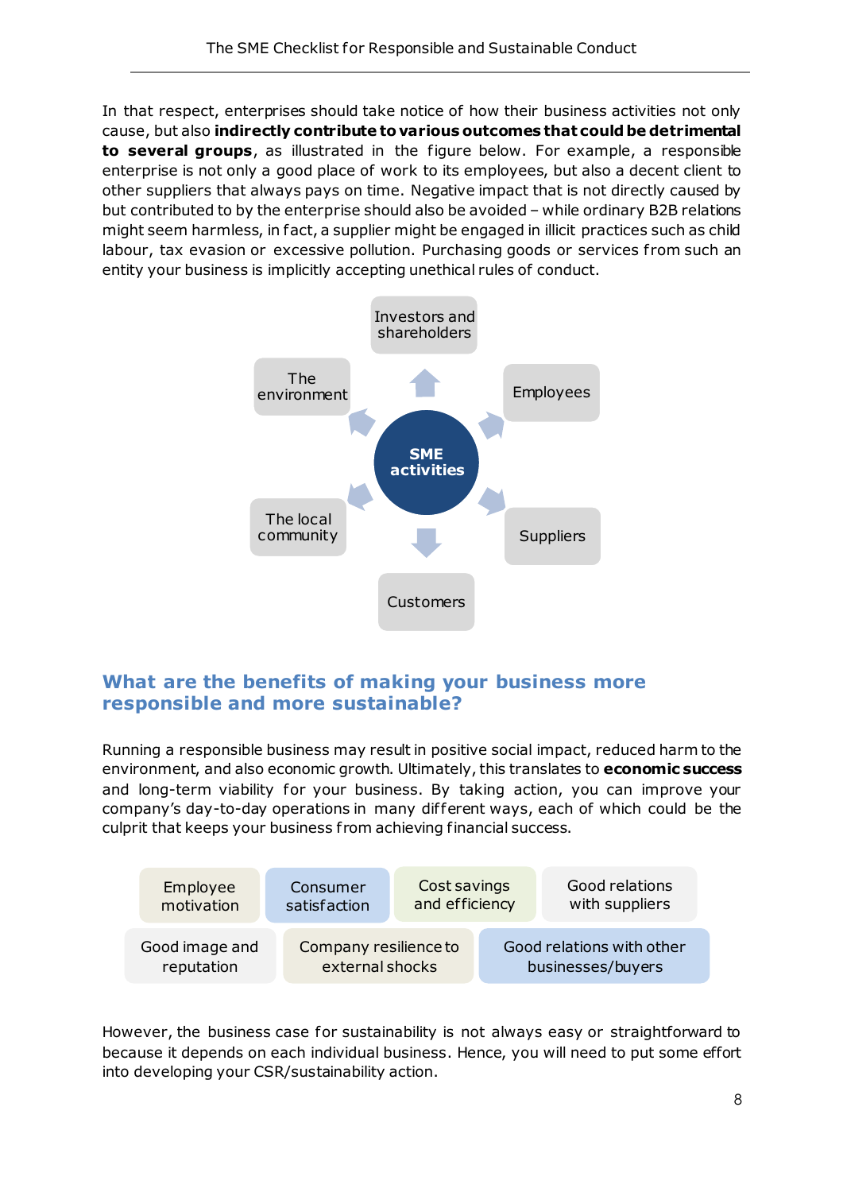In that respect, enterprises should take notice of how their business activities not only cause, but also **indirectly contribute to various outcomes that could be detrimental to several groups**, as illustrated in the figure below. For example, a responsible enterprise is not only a good place of work to its employees, but also a decent client to other suppliers that always pays on time. Negative impact that is not directly caused by but contributed to by the enterprise should also be avoided – while ordinary B2B relations might seem harmless, in fact, a supplier might be engaged in illicit practices such as child labour, tax evasion or excessive pollution. Purchasing goods or services from such an entity your business is implicitly accepting unethical rules of conduct.

**SME activities**

- Investors and shareholders
- Employees
- Suppliers
- Customers
- The local community
- The environment

## What are the benefits of making your business more responsible and more sustainable?

Running a responsible business may result in positive social impact, reduced harm to the environment, and also economic growth. Ultimately, this translates to **economic success** and long-term viability for your business. By taking action, you can improve your company's day-to-day operations in many different ways, each of which could be the culprit that keeps your business from achieving financial success.

- Employee motivation
- Consumer satisfaction
- Cost savings and efficiency
- Good relations with suppliers
- Good image and reputation
- Company resilience to external shocks
- Good relations with other businesses/buyers

However, the business case for sustainability is not always easy or straightforward to because it depends on each individual business. Hence, you will need to put some effort into developing your CSR/sustainability action.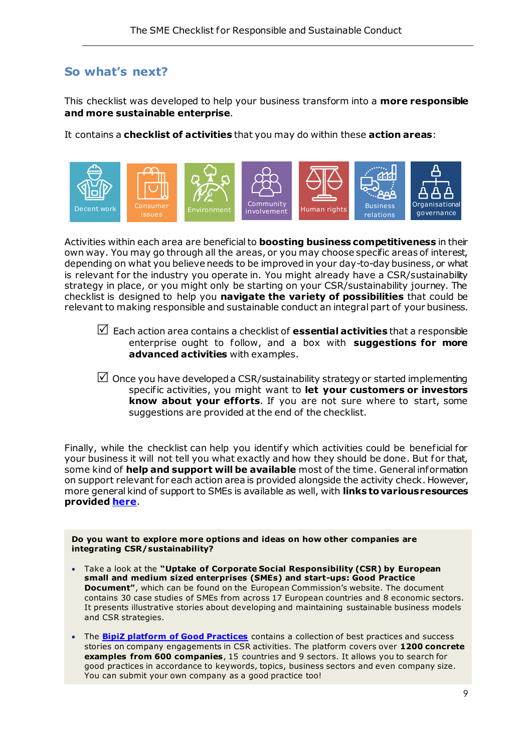## So what's next?

This checklist was developed to help your business transform into a **more responsible and more sustainable enterprise**.

It contains a **checklist of activities** that you may do within these **action areas**:

Decent work | Consumer issues | Environment | Community involvement | Human rights | Business relations | Organisational governance

Activities within each area are beneficial to **boosting business competitiveness** in their own way. You may go through all the areas, or you may choose specific areas of interest, depending on what you believe needs to be improved in your day-to-day business, or what is relevant for the industry you operate in. You might already have a CSR/sustainability strategy in place, or you might only be starting on your CSR/sustainability journey. The checklist is designed to help you **navigate the variety of possibilities** that could be relevant to making responsible and sustainable conduct an integral part of your business.

☑ Each action area contains a checklist of **essential activities** that a responsible enterprise ought to follow, and a box with **suggestions for more advanced activities** with examples.

☑ Once you have developed a CSR/sustainability strategy or started implementing specific activities, you might want to **let your customers or investors know about your efforts**. If you are not sure where to start, some suggestions are provided at the end of the checklist.

Finally, while the checklist can help you identify which activities could be beneficial for your business it will not tell you what exactly and how they should be done. But for that, some kind of **help and support will be available** most of the time. General information on support relevant for each action area is provided alongside the activity check. However, more general kind of support to SMEs is available as well, with **links to various resources provided here**.

**Do you want to explore more options and ideas on how other companies are integrating CSR/sustainability?**

- Take a look at the **"Uptake of Corporate Social Responsibility (CSR) by European small and medium sized enterprises (SMEs) and start-ups: Good Practice Document"**, which can be found on the European Commission's website. The document contains 30 case studies of SMEs from across 17 European countries and 8 economic sectors. It presents illustrative stories about developing and maintaining sustainable business models and CSR strategies.
- The **BipiZ platform of Good Practices** contains a collection of best practices and success stories on company engagements in CSR activities. The platform covers over **1200 concrete examples from 600 companies**, 15 countries and 9 sectors. It allows you to search for good practices in accordance to keywords, topics, business sectors and even company size. You can submit your own company as a good practice too!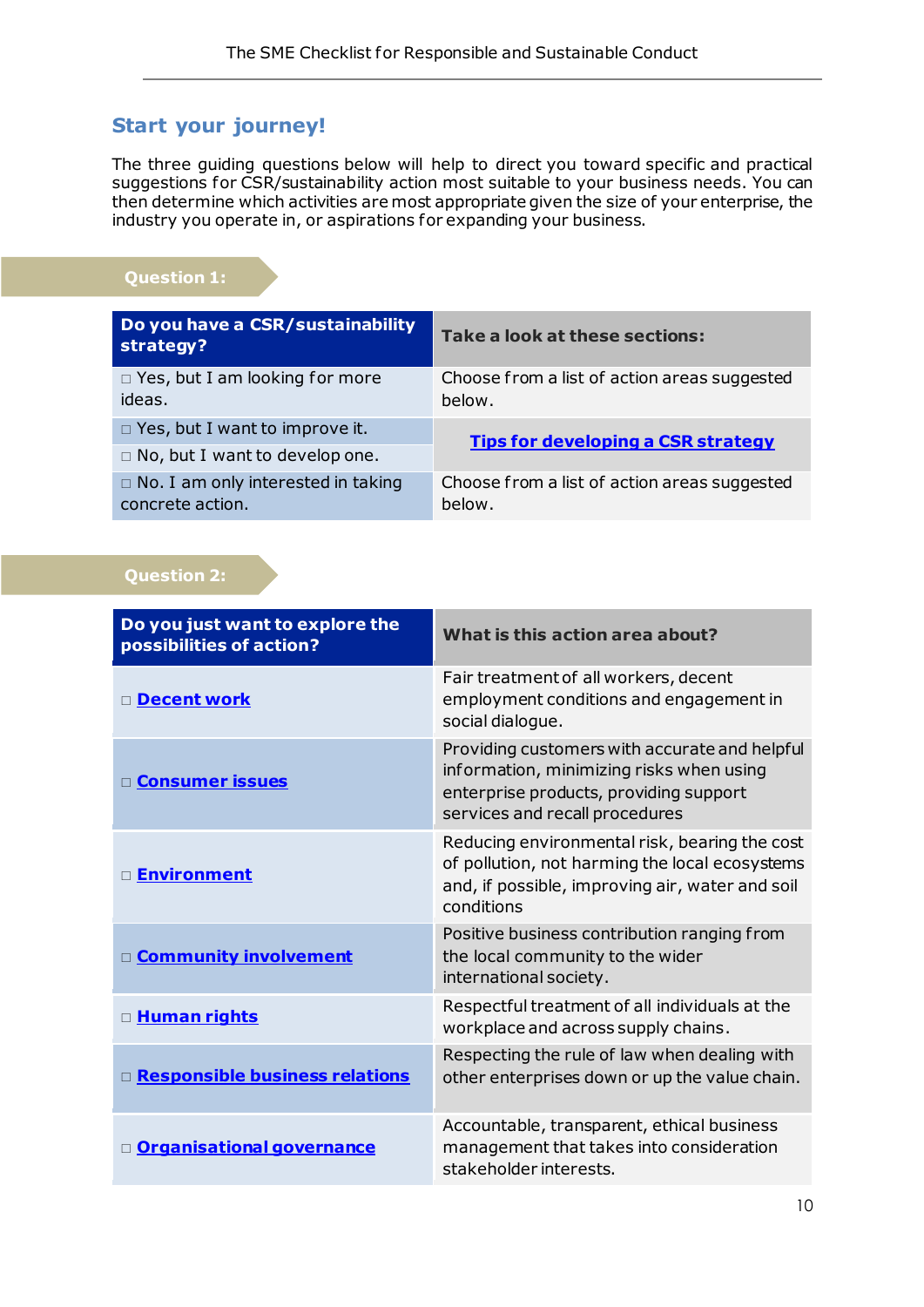## Start your journey!

The three guiding questions below will help to direct you toward specific and practical suggestions for CSR/sustainability action most suitable to your business needs. You can then determine which activities are most appropriate given the size of your enterprise, the industry you operate in, or aspirations for expanding your business.

**Question 1:**

| Do you have a CSR/sustainability strategy? | Take a look at these sections: |
|---|---|
| □ Yes, but I am looking for more ideas. | Choose from a list of action areas suggested below. |
| □ Yes, but I want to improve it. | **Tips for developing a CSR strategy** |
| □ No, but I want to develop one. | |
| □ No. I am only interested in taking concrete action. | Choose from a list of action areas suggested below. |

**Question 2:**

| Do you just want to explore the possibilities of action? | What is this action area about? |
|---|---|
| □ **Decent work** | Fair treatment of all workers, decent employment conditions and engagement in social dialogue. |
| □ **Consumer issues** | Providing customers with accurate and helpful information, minimizing risks when using enterprise products, providing support services and recall procedures |
| □ **Environment** | Reducing environmental risk, bearing the cost of pollution, not harming the local ecosystems and, if possible, improving air, water and soil conditions |
| □ **Community involvement** | Positive business contribution ranging from the local community to the wider international society. |
| □ **Human rights** | Respectful treatment of all individuals at the workplace and across supply chains. |
| □ **Responsible business relations** | Respecting the rule of law when dealing with other enterprises down or up the value chain. |
| □ **Organisational governance** | Accountable, transparent, ethical business management that takes into consideration stakeholder interests. |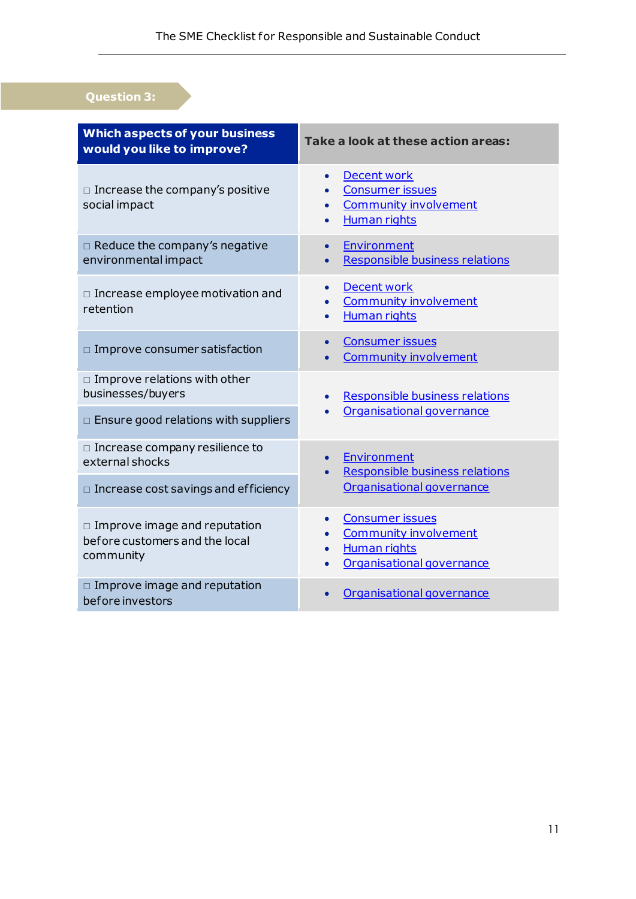## Question 3:

| Which aspects of your business would you like to improve? | Take a look at these action areas: |
|---|---|
| □ Increase the company's positive social impact | • Decent work<br>• Consumer issues<br>• Community involvement<br>• Human rights |
| □ Reduce the company's negative environmental impact | • Environment<br>• Responsible business relations |
| □ Increase employee motivation and retention | • Decent work<br>• Community involvement<br>• Human rights |
| □ Improve consumer satisfaction | • Consumer issues<br>• Community involvement |
| □ Improve relations with other businesses/buyers<br>□ Ensure good relations with suppliers | • Responsible business relations<br>• Organisational governance |
| □ Increase company resilience to external shocks<br>□ Increase cost savings and efficiency | • Environment<br>• Responsible business relations<br>Organisational governance |
| □ Improve image and reputation before customers and the local community | • Consumer issues<br>• Community involvement<br>• Human rights<br>• Organisational governance |
| □ Improve image and reputation before investors | • Organisational governance |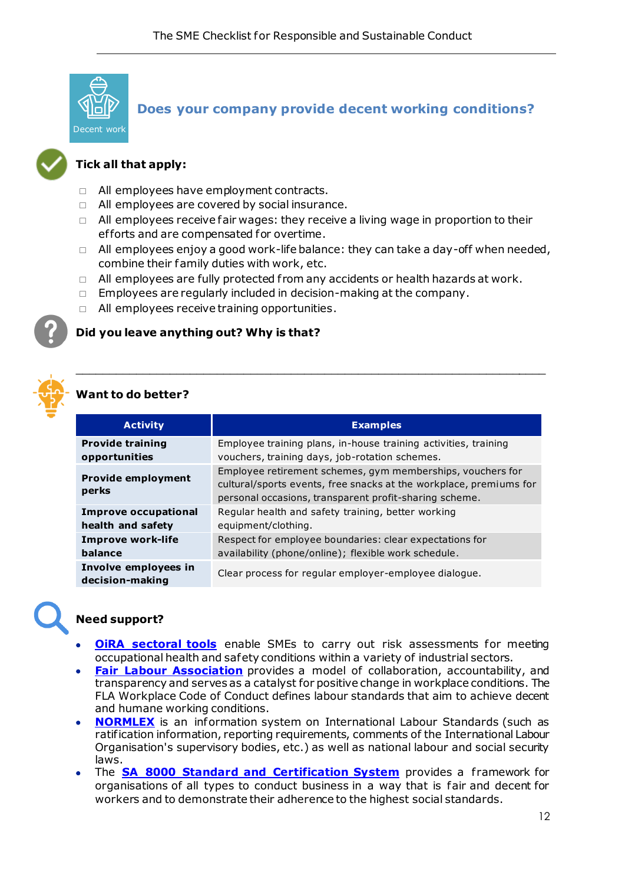## Does your company provide decent working conditions?

Decent work

**Tick all that apply:**

- ☐ All employees have employment contracts.
- ☐ All employees are covered by social insurance.
- ☐ All employees receive fair wages: they receive a living wage in proportion to their efforts and are compensated for overtime.
- ☐ All employees enjoy a good work-life balance: they can take a day-off when needed, combine their family duties with work, etc.
- ☐ All employees are fully protected from any accidents or health hazards at work.
- ☐ Employees are regularly included in decision-making at the company.
- ☐ All employees receive training opportunities.

**Did you leave anything out? Why is that?**

_______________________________________________________________

**Want to do better?**

| Activity | Examples |
|---|---|
| **Provide training opportunities** | Employee training plans, in-house training activities, training vouchers, training days, job-rotation schemes. |
| **Provide employment perks** | Employee retirement schemes, gym memberships, vouchers for cultural/sports events, free snacks at the workplace, premiums for personal occasions, transparent profit-sharing scheme. |
| **Improve occupational health and safety** | Regular health and safety training, better working equipment/clothing. |
| **Improve work-life balance** | Respect for employee boundaries: clear expectations for availability (phone/online); flexible work schedule. |
| **Involve employees in decision-making** | Clear process for regular employer-employee dialogue. |

**Need support?**

- **OiRA sectoral tools** enable SMEs to carry out risk assessments for meeting occupational health and safety conditions within a variety of industrial sectors.
- **Fair Labour Association** provides a model of collaboration, accountability, and transparency and serves as a catalyst for positive change in workplace conditions. The FLA Workplace Code of Conduct defines labour standards that aim to achieve decent and humane working conditions.
- **NORMLEX** is an information system on International Labour Standards (such as ratification information, reporting requirements, comments of the International Labour Organisation's supervisory bodies, etc.) as well as national labour and social security laws.
- The **SA 8000 Standard and Certification System** provides a framework for organisations of all types to conduct business in a way that is fair and decent for workers and to demonstrate their adherence to the highest social standards.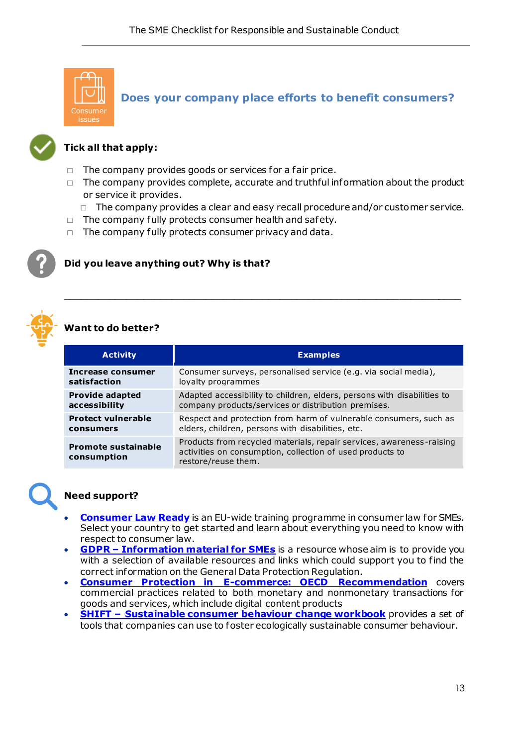Consumer issues

## Does your company place efforts to benefit consumers?

**Tick all that apply:**

- ☐ The company provides goods or services for a fair price.
- ☐ The company provides complete, accurate and truthful information about the product or service it provides.
  - ☐ The company provides a clear and easy recall procedure and/or customer service.
- ☐ The company fully protects consumer health and safety.
- ☐ The company fully protects consumer privacy and data.

**Did you leave anything out? Why is that?**

_______________________________________________________________________

**Want to do better?**

| Activity | Examples |
|---|---|
| **Increase consumer satisfaction** | Consumer surveys, personalised service (e.g. via social media), loyalty programmes |
| **Provide adapted accessibility** | Adapted accessibility to children, elders, persons with disabilities to company products/services or distribution premises. |
| **Protect vulnerable consumers** | Respect and protection from harm of vulnerable consumers, such as elders, children, persons with disabilities, etc. |
| **Promote sustainable consumption** | Products from recycled materials, repair services, awareness-raising activities on consumption, collection of used products to restore/reuse them. |

**Need support?**

- **Consumer Law Ready** is an EU-wide training programme in consumer law for SMEs. Select your country to get started and learn about everything you need to know with respect to consumer law.
- **GDPR – Information material for SMEs** is a resource whose aim is to provide you with a selection of available resources and links which could support you to find the correct information on the General Data Protection Regulation.
- **Consumer Protection in E-commerce: OECD Recommendation** covers commercial practices related to both monetary and nonmonetary transactions for goods and services, which include digital content products
- **SHIFT – Sustainable consumer behaviour change workbook** provides a set of tools that companies can use to foster ecologically sustainable consumer behaviour.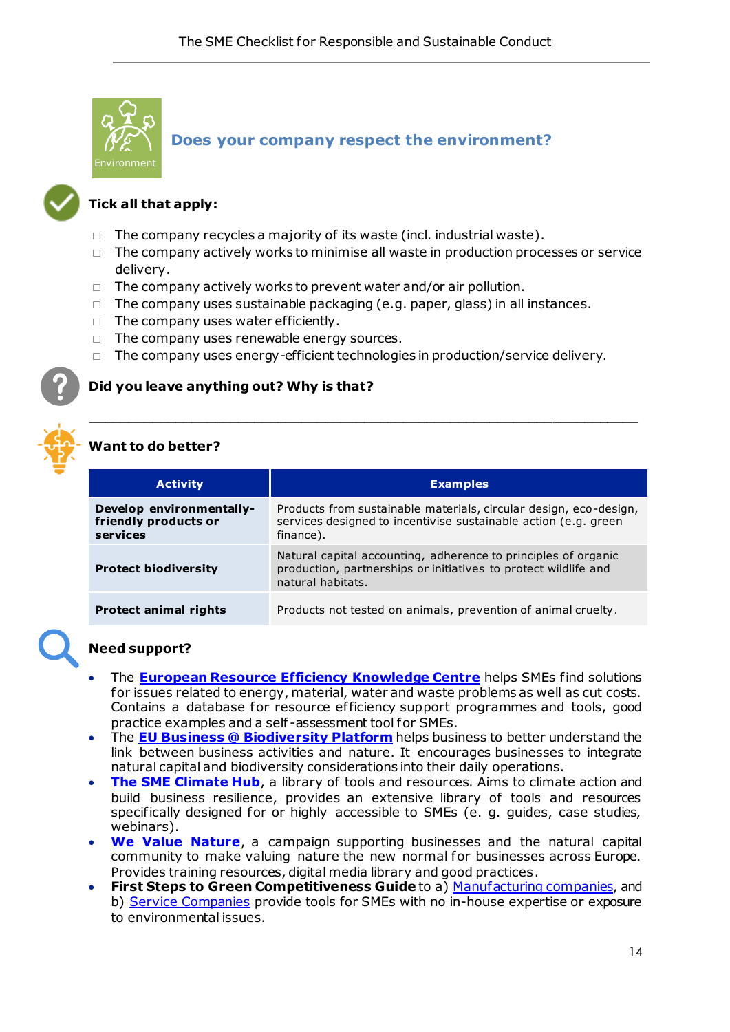## Does your company respect the environment?

### Tick all that apply:

- ☐ The company recycles a majority of its waste (incl. industrial waste).
- ☐ The company actively works to minimise all waste in production processes or service delivery.
- ☐ The company actively works to prevent water and/or air pollution.
- ☐ The company uses sustainable packaging (e.g. paper, glass) in all instances.
- ☐ The company uses water efficiently.
- ☐ The company uses renewable energy sources.
- ☐ The company uses energy-efficient technologies in production/service delivery.

### Did you leave anything out? Why is that?

___________________________________________________________________________

### Want to do better?

| Activity | Examples |
| --- | --- |
| **Develop environmentally-friendly products or services** | Products from sustainable materials, circular design, eco-design, services designed to incentivise sustainable action (e.g. green finance). |
| **Protect biodiversity** | Natural capital accounting, adherence to principles of organic production, partnerships or initiatives to protect wildlife and natural habitats. |
| **Protect animal rights** | Products not tested on animals, prevention of animal cruelty. |

### Need support?

- The **European Resource Efficiency Knowledge Centre** helps SMEs find solutions for issues related to energy, material, water and waste problems as well as cut costs. Contains a database for resource efficiency support programmes and tools, good practice examples and a self-assessment tool for SMEs.
- The **EU Business @ Biodiversity Platform** helps business to better understand the link between business activities and nature. It encourages businesses to integrate natural capital and biodiversity considerations into their daily operations.
- **The SME Climate Hub**, a library of tools and resources. Aims to climate action and build business resilience, provides an extensive library of tools and resources specifically designed for or highly accessible to SMEs (e. g. guides, case studies, webinars).
- **We Value Nature**, a campaign supporting businesses and the natural capital community to make valuing nature the new normal for businesses across Europe. Provides training resources, digital media library and good practices.
- **First Steps to Green Competitiveness Guide** to a) Manufacturing companies, and b) Service Companies provide tools for SMEs with no in-house expertise or exposure to environmental issues.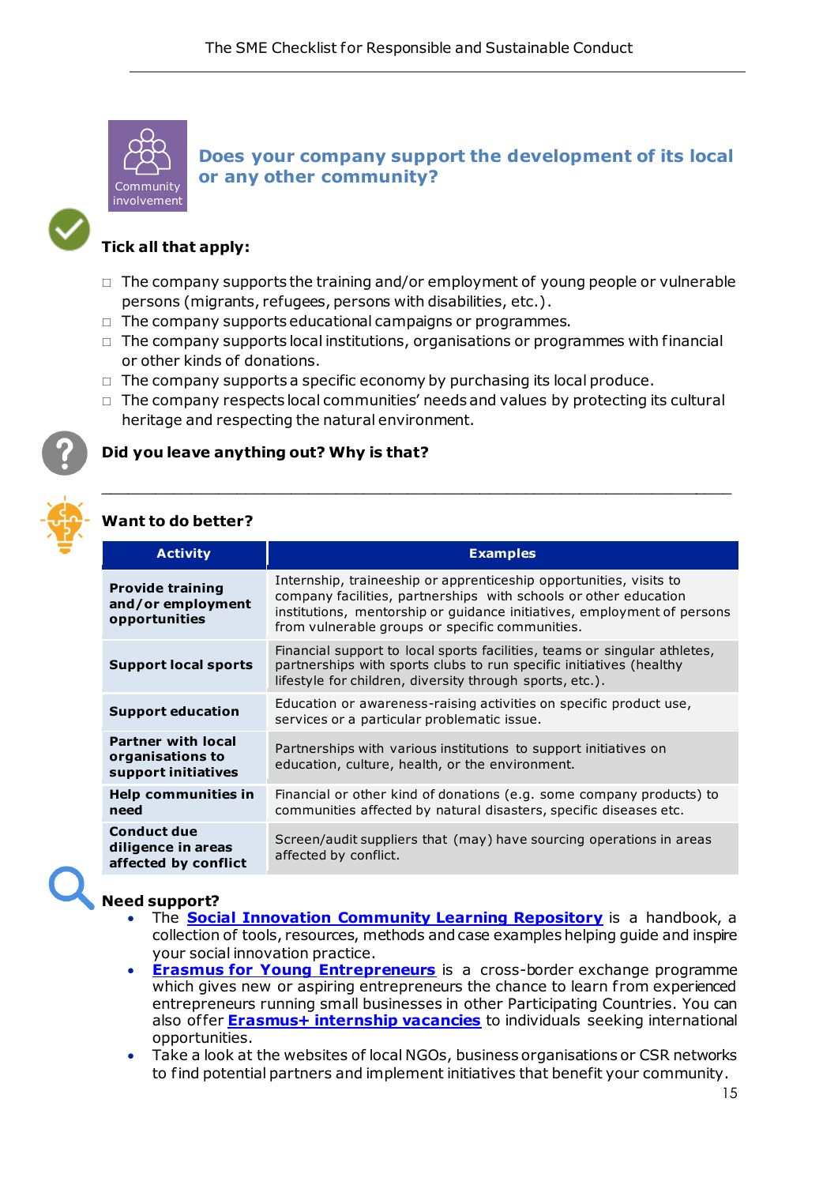Community involvement

## Does your company support the development of its local or any other community?

**Tick all that apply:**

- ☐ The company supports the training and/or employment of young people or vulnerable persons (migrants, refugees, persons with disabilities, etc.).
- ☐ The company supports educational campaigns or programmes.
- ☐ The company supports local institutions, organisations or programmes with financial or other kinds of donations.
- ☐ The company supports a specific economy by purchasing its local produce.
- ☐ The company respects local communities' needs and values by protecting its cultural heritage and respecting the natural environment.

**Did you leave anything out? Why is that?**

\_\_\_\_\_\_\_\_\_\_\_\_\_\_\_\_\_\_\_\_\_\_\_\_\_\_\_\_\_\_\_\_\_\_\_\_\_\_\_\_\_\_\_\_\_\_\_\_\_\_\_\_\_\_\_\_\_\_\_\_\_\_\_\_\_\_\_\_\_\_\_\_

**Want to do better?**

| Activity | Examples |
| --- | --- |
| **Provide training and/or employment opportunities** | Internship, traineeship or apprenticeship opportunities, visits to company facilities, partnerships with schools or other education institutions, mentorship or guidance initiatives, employment of persons from vulnerable groups or specific communities. |
| **Support local sports** | Financial support to local sports facilities, teams or singular athletes, partnerships with sports clubs to run specific initiatives (healthy lifestyle for children, diversity through sports, etc.). |
| **Support education** | Education or awareness-raising activities on specific product use, services or a particular problematic issue. |
| **Partner with local organisations to support initiatives** | Partnerships with various institutions to support initiatives on education, culture, health, or the environment. |
| **Help communities in need** | Financial or other kind of donations (e.g. some company products) to communities affected by natural disasters, specific diseases etc. |
| **Conduct due diligence in areas affected by conflict** | Screen/audit suppliers that (may) have sourcing operations in areas affected by conflict. |

**Need support?**

- The **Social Innovation Community Learning Repository** is a handbook, a collection of tools, resources, methods and case examples helping guide and inspire your social innovation practice.
- **Erasmus for Young Entrepreneurs** is a cross-border exchange programme which gives new or aspiring entrepreneurs the chance to learn from experienced entrepreneurs running small businesses in other Participating Countries. You can also offer **Erasmus+ internship vacancies** to individuals seeking international opportunities.
- Take a look at the websites of local NGOs, business organisations or CSR networks to find potential partners and implement initiatives that benefit your community.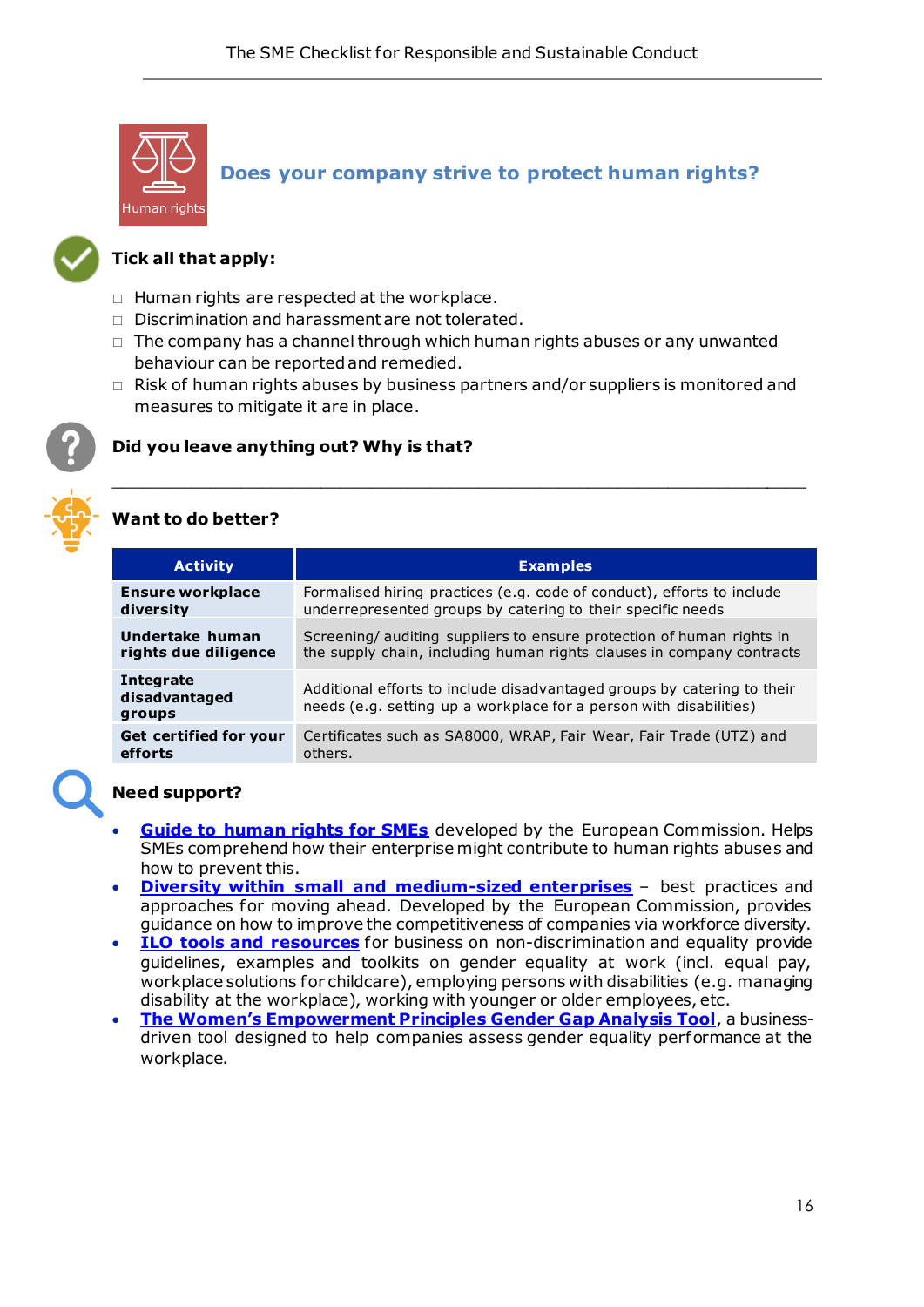## Does your company strive to protect human rights?

**Tick all that apply:**

- ☐ Human rights are respected at the workplace.
- ☐ Discrimination and harassment are not tolerated.
- ☐ The company has a channel through which human rights abuses or any unwanted behaviour can be reported and remedied.
- ☐ Risk of human rights abuses by business partners and/or suppliers is monitored and measures to mitigate it are in place.

**Did you leave anything out? Why is that?**

\_\_\_\_\_\_\_\_\_\_\_\_\_\_\_\_\_\_\_\_\_\_\_\_\_\_\_\_\_\_\_\_\_\_\_\_\_\_\_\_\_\_\_\_\_\_\_\_\_\_\_\_\_\_\_\_\_\_\_\_\_\_\_\_\_\_\_\_\_\_

**Want to do better?**

| Activity | Examples |
|---|---|
| **Ensure workplace diversity** | Formalised hiring practices (e.g. code of conduct), efforts to include underrepresented groups by catering to their specific needs |
| **Undertake human rights due diligence** | Screening/ auditing suppliers to ensure protection of human rights in the supply chain, including human rights clauses in company contracts |
| **Integrate disadvantaged groups** | Additional efforts to include disadvantaged groups by catering to their needs (e.g. setting up a workplace for a person with disabilities) |
| **Get certified for your efforts** | Certificates such as SA8000, WRAP, Fair Wear, Fair Trade (UTZ) and others. |

**Need support?**

- **Guide to human rights for SMEs** developed by the European Commission. Helps SMEs comprehend how their enterprise might contribute to human rights abuses and how to prevent this.
- **Diversity within small and medium-sized enterprises** – best practices and approaches for moving ahead. Developed by the European Commission, provides guidance on how to improve the competitiveness of companies via workforce diversity.
- **ILO tools and resources** for business on non-discrimination and equality provide guidelines, examples and toolkits on gender equality at work (incl. equal pay, workplace solutions for childcare), employing persons with disabilities (e.g. managing disability at the workplace), working with younger or older employees, etc.
- **The Women's Empowerment Principles Gender Gap Analysis Tool**, a business-driven tool designed to help companies assess gender equality performance at the workplace.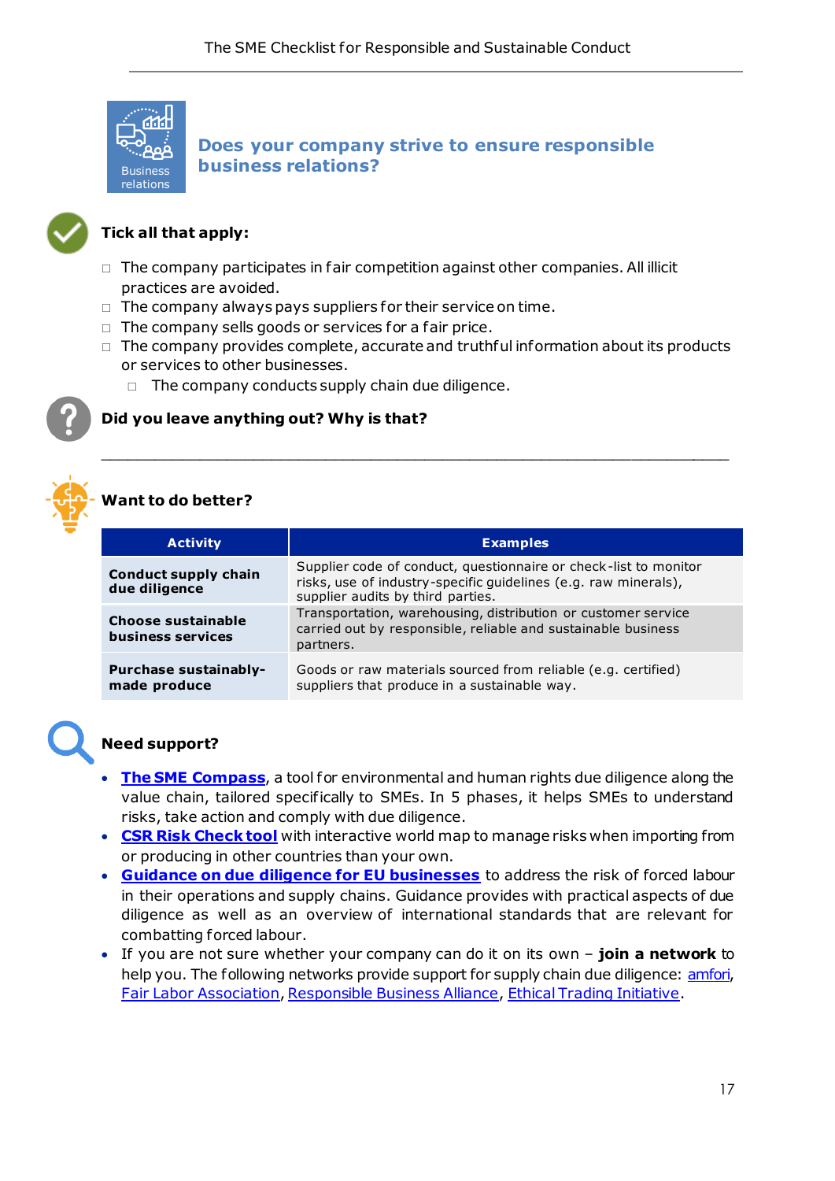## Does your company strive to ensure responsible business relations?

**Tick all that apply:**

- □ The company participates in fair competition against other companies. All illicit practices are avoided.
- □ The company always pays suppliers for their service on time.
- □ The company sells goods or services for a fair price.
- □ The company provides complete, accurate and truthful information about its products or services to other businesses.
  - □ The company conducts supply chain due diligence.

**Did you leave anything out? Why is that?**

___________________________________________________________________________

**Want to do better?**

| Activity | Examples |
| --- | --- |
| **Conduct supply chain due diligence** | Supplier code of conduct, questionnaire or check-list to monitor risks, use of industry-specific guidelines (e.g. raw minerals), supplier audits by third parties. |
| **Choose sustainable business services** | Transportation, warehousing, distribution or customer service carried out by responsible, reliable and sustainable business partners. |
| **Purchase sustainably-made produce** | Goods or raw materials sourced from reliable (e.g. certified) suppliers that produce in a sustainable way. |

**Need support?**

- **The SME Compass**, a tool for environmental and human rights due diligence along the value chain, tailored specifically to SMEs. In 5 phases, it helps SMEs to understand risks, take action and comply with due diligence.
- **CSR Risk Check tool** with interactive world map to manage risks when importing from or producing in other countries than your own.
- **Guidance on due diligence for EU businesses** to address the risk of forced labour in their operations and supply chains. Guidance provides with practical aspects of due diligence as well as an overview of international standards that are relevant for combatting forced labour.
- If you are not sure whether your company can do it on its own – **join a network** to help you. The following networks provide support for supply chain due diligence: amfori, Fair Labor Association, Responsible Business Alliance, Ethical Trading Initiative.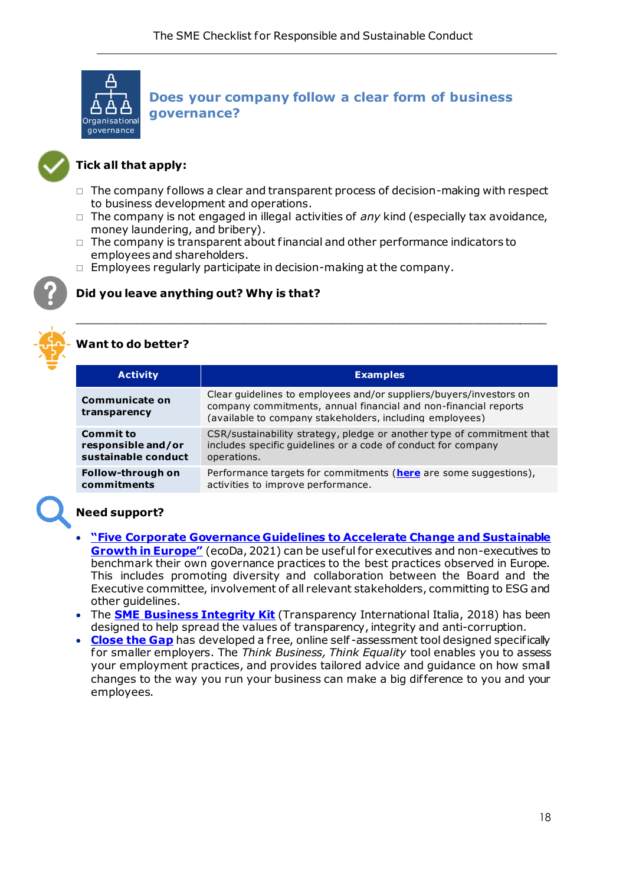## Does your company follow a clear form of business governance?

Organisational governance

**Tick all that apply:**

- ☐ The company follows a clear and transparent process of decision-making with respect to business development and operations.
- ☐ The company is not engaged in illegal activities of *any* kind (especially tax avoidance, money laundering, and bribery).
- ☐ The company is transparent about financial and other performance indicators to employees and shareholders.
- ☐ Employees regularly participate in decision-making at the company.

**Did you leave anything out? Why is that?**

\_\_\_\_\_\_\_\_\_\_\_\_\_\_\_\_\_\_\_\_\_\_\_\_\_\_\_\_\_\_\_\_\_\_\_\_\_\_\_\_\_\_\_\_\_\_\_\_\_\_\_\_\_\_\_\_\_\_\_\_\_\_\_\_

**Want to do better?**

| Activity | Examples |
|---|---|
| **Communicate on transparency** | Clear guidelines to employees and/or suppliers/buyers/investors on company commitments, annual financial and non-financial reports (available to company stakeholders, including employees) |
| **Commit to responsible and/or sustainable conduct** | CSR/sustainability strategy, pledge or another type of commitment that includes specific guidelines or a code of conduct for company operations. |
| **Follow-through on commitments** | Performance targets for commitments (**here** are some suggestions), activities to improve performance. |

**Need support?**

- **"Five Corporate Governance Guidelines to Accelerate Change and Sustainable Growth in Europe"** (ecoDa, 2021) can be useful for executives and non-executives to benchmark their own governance practices to the best practices observed in Europe. This includes promoting diversity and collaboration between the Board and the Executive committee, involvement of all relevant stakeholders, committing to ESG and other guidelines.
- The **SME Business Integrity Kit** (Transparency International Italia, 2018) has been designed to help spread the values of transparency, integrity and anti-corruption.
- **Close the Gap** has developed a free, online self-assessment tool designed specifically for smaller employers. The *Think Business, Think Equality* tool enables you to assess your employment practices, and provides tailored advice and guidance on how small changes to the way you run your business can make a big difference to you and your employees.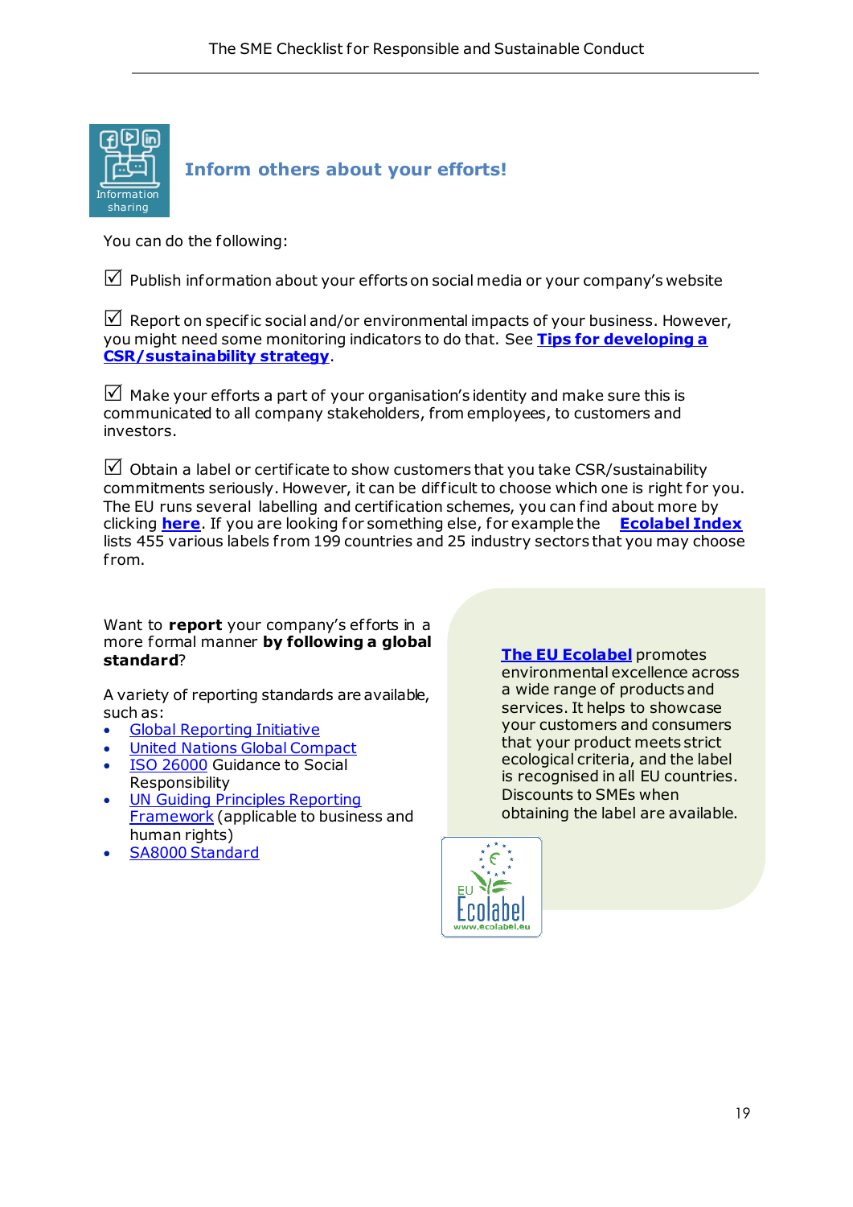## Inform others about your efforts!

You can do the following:

☑ Publish information about your efforts on social media or your company's website

☑ Report on specific social and/or environmental impacts of your business. However, you might need some monitoring indicators to do that. See **Tips for developing a CSR/sustainability strategy**.

☑ Make your efforts a part of your organisation's identity and make sure this is communicated to all company stakeholders, from employees, to customers and investors.

☑ Obtain a label or certificate to show customers that you take CSR/sustainability commitments seriously. However, it can be difficult to choose which one is right for you. The EU runs several labelling and certification schemes, you can find about more by clicking **here**. If you are looking for something else, for example the **Ecolabel Index** lists 455 various labels from 199 countries and 25 industry sectors that you may choose from.

Want to **report** your company's efforts in a more formal manner **by following a global standard**?

A variety of reporting standards are available, such as:

- Global Reporting Initiative
- United Nations Global Compact
- ISO 26000 Guidance to Social Responsibility
- UN Guiding Principles Reporting Framework (applicable to business and human rights)
- SA8000 Standard

**The EU Ecolabel** promotes environmental excellence across a wide range of products and services. It helps to showcase your customers and consumers that your product meets strict ecological criteria, and the label is recognised in all EU countries. Discounts to SMEs when obtaining the label are available.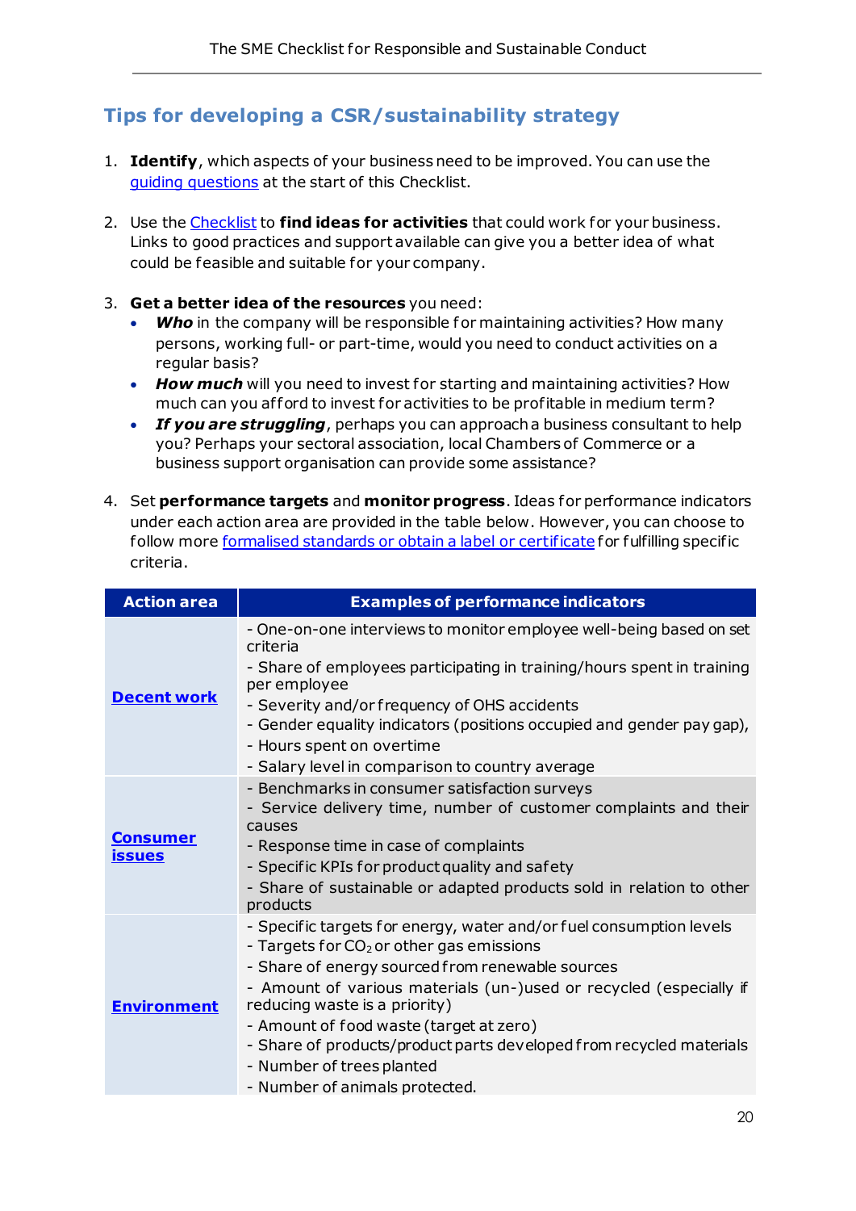## Tips for developing a CSR/sustainability strategy

1. **Identify**, which aspects of your business need to be improved. You can use the guiding questions at the start of this Checklist.

2. Use the Checklist to **find ideas for activities** that could work for your business. Links to good practices and support available can give you a better idea of what could be feasible and suitable for your company.

3. **Get a better idea of the resources** you need:
   - ***Who*** in the company will be responsible for maintaining activities? How many persons, working full- or part-time, would you need to conduct activities on a regular basis?
   - ***How much*** will you need to invest for starting and maintaining activities? How much can you afford to invest for activities to be profitable in medium term?
   - ***If you are struggling***, perhaps you can approach a business consultant to help you? Perhaps your sectoral association, local Chambers of Commerce or a business support organisation can provide some assistance?

4. Set **performance targets** and **monitor progress**. Ideas for performance indicators under each action area are provided in the table below. However, you can choose to follow more formalised standards or obtain a label or certificate for fulfilling specific criteria.

| Action area | Examples of performance indicators |
|---|---|
| **Decent work** | - One-on-one interviews to monitor employee well-being based on set criteria<br>- Share of employees participating in training/hours spent in training per employee<br>- Severity and/or frequency of OHS accidents<br>- Gender equality indicators (positions occupied and gender pay gap),<br>- Hours spent on overtime<br>- Salary level in comparison to country average |
| **Consumer issues** | - Benchmarks in consumer satisfaction surveys<br>- Service delivery time, number of customer complaints and their causes<br>- Response time in case of complaints<br>- Specific KPIs for product quality and safety<br>- Share of sustainable or adapted products sold in relation to other products |
| **Environment** | - Specific targets for energy, water and/or fuel consumption levels<br>- Targets for $CO_2$ or other gas emissions<br>- Share of energy sourced from renewable sources<br>- Amount of various materials (un-)used or recycled (especially if reducing waste is a priority)<br>- Amount of food waste (target at zero)<br>- Share of products/product parts developed from recycled materials<br>- Number of trees planted<br>- Number of animals protected. |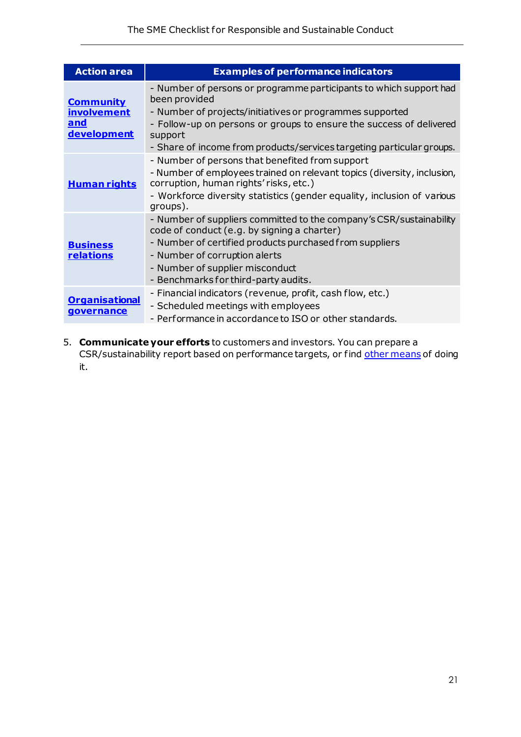| Action area | Examples of performance indicators |
| --- | --- |
| Community involvement and development | - Number of persons or programme participants to which support had been provided<br>- Number of projects/initiatives or programmes supported<br>- Follow-up on persons or groups to ensure the success of delivered support<br>- Share of income from products/services targeting particular groups. |
| Human rights | - Number of persons that benefited from support<br>- Number of employees trained on relevant topics (diversity, inclusion, corruption, human rights' risks, etc.)<br>- Workforce diversity statistics (gender equality, inclusion of various groups). |
| Business relations | - Number of suppliers committed to the company's CSR/sustainability code of conduct (e.g. by signing a charter)<br>- Number of certified products purchased from suppliers<br>- Number of corruption alerts<br>- Number of supplier misconduct<br>- Benchmarks for third-party audits. |
| Organisational governance | - Financial indicators (revenue, profit, cash flow, etc.)<br>- Scheduled meetings with employees<br>- Performance in accordance to ISO or other standards. |

5. **Communicate your efforts** to customers and investors. You can prepare a CSR/sustainability report based on performance targets, or find other means of doing it.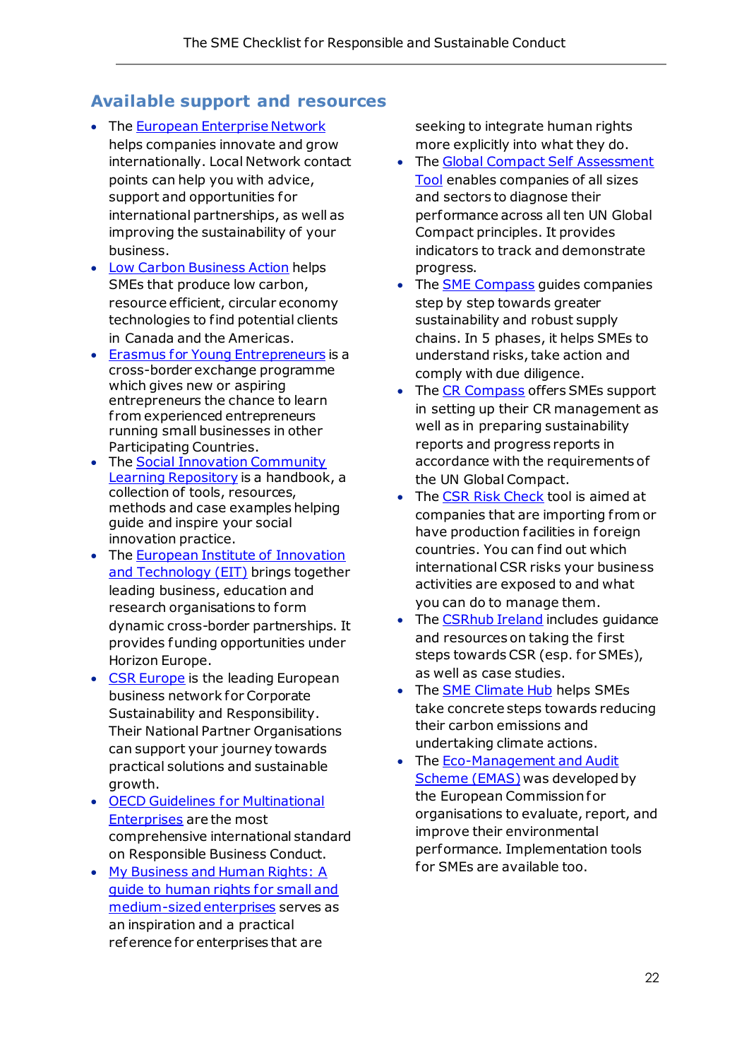## Available support and resources

- The European Enterprise Network helps companies innovate and grow internationally. Local Network contact points can help you with advice, support and opportunities for international partnerships, as well as improving the sustainability of your business.
- Low Carbon Business Action helps SMEs that produce low carbon, resource efficient, circular economy technologies to find potential clients in Canada and the Americas.
- Erasmus for Young Entrepreneurs is a cross-border exchange programme which gives new or aspiring entrepreneurs the chance to learn from experienced entrepreneurs running small businesses in other Participating Countries.
- The Social Innovation Community Learning Repository is a handbook, a collection of tools, resources, methods and case examples helping guide and inspire your social innovation practice.
- The European Institute of Innovation and Technology (EIT) brings together leading business, education and research organisations to form dynamic cross-border partnerships. It provides funding opportunities under Horizon Europe.
- CSR Europe is the leading European business network for Corporate Sustainability and Responsibility. Their National Partner Organisations can support your journey towards practical solutions and sustainable growth.
- OECD Guidelines for Multinational Enterprises are the most comprehensive international standard on Responsible Business Conduct.
- My Business and Human Rights: A guide to human rights for small and medium-sized enterprises serves as an inspiration and a practical reference for enterprises that are seeking to integrate human rights more explicitly into what they do.
- The Global Compact Self Assessment Tool enables companies of all sizes and sectors to diagnose their performance across all ten UN Global Compact principles. It provides indicators to track and demonstrate progress.
- The SME Compass guides companies step by step towards greater sustainability and robust supply chains. In 5 phases, it helps SMEs to understand risks, take action and comply with due diligence.
- The CR Compass offers SMEs support in setting up their CR management as well as in preparing sustainability reports and progress reports in accordance with the requirements of the UN Global Compact.
- The CSR Risk Check tool is aimed at companies that are importing from or have production facilities in foreign countries. You can find out which international CSR risks your business activities are exposed to and what you can do to manage them.
- The CSRhub Ireland includes guidance and resources on taking the first steps towards CSR (esp. for SMEs), as well as case studies.
- The SME Climate Hub helps SMEs take concrete steps towards reducing their carbon emissions and undertaking climate actions.
- The Eco-Management and Audit Scheme (EMAS) was developed by the European Commission for organisations to evaluate, report, and improve their environmental performance. Implementation tools for SMEs are available too.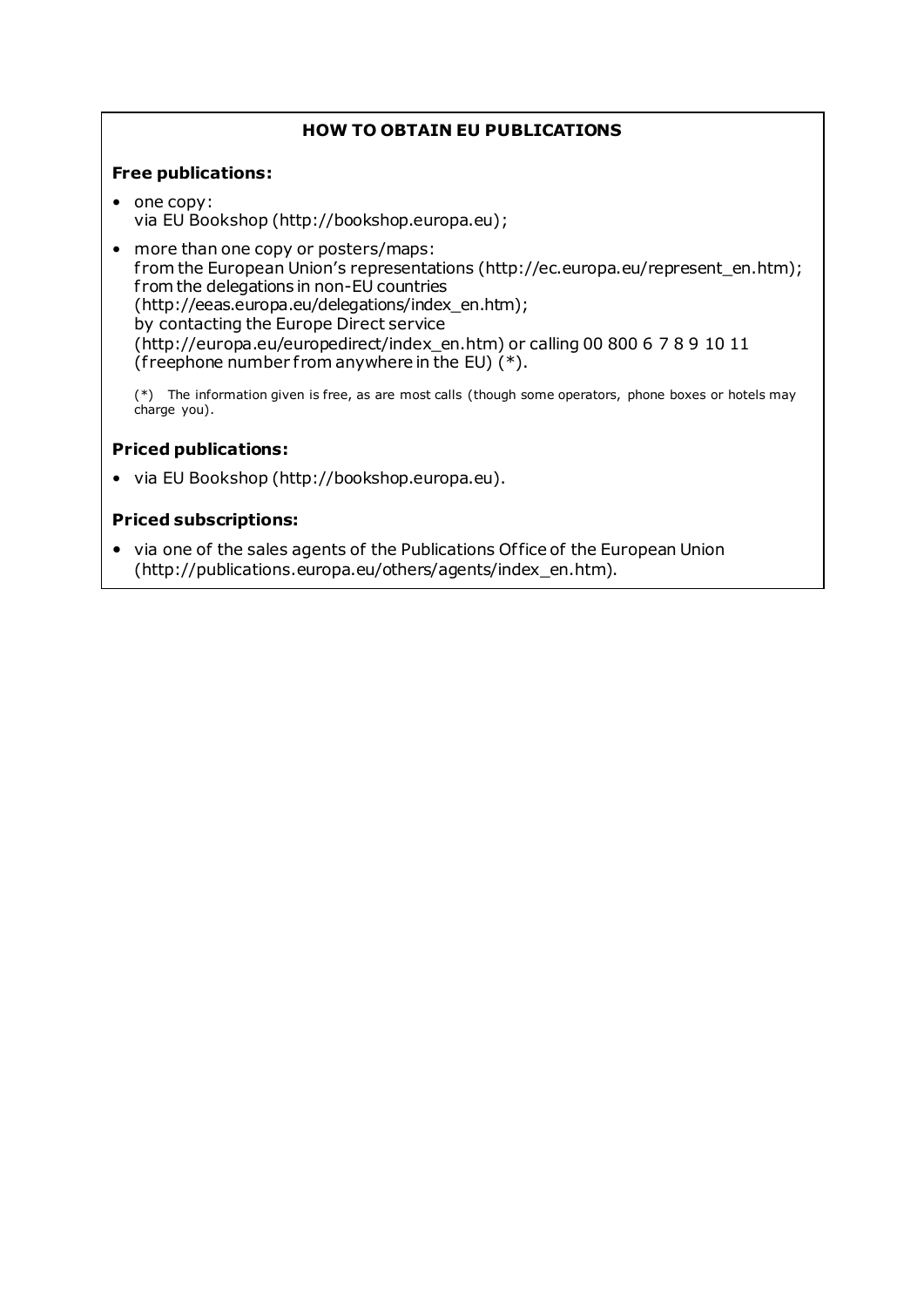## HOW TO OBTAIN EU PUBLICATIONS

**Free publications:**

- one copy:
  via EU Bookshop (http://bookshop.europa.eu);
- more than one copy or posters/maps:
  from the European Union's representations (http://ec.europa.eu/represent_en.htm);
  from the delegations in non-EU countries
  (http://eeas.europa.eu/delegations/index_en.htm);
  by contacting the Europe Direct service
  (http://europa.eu/europedirect/index_en.htm) or calling 00 800 6 7 8 9 10 11
  (freephone number from anywhere in the EU) (*).

(*) The information given is free, as are most calls (though some operators, phone boxes or hotels may charge you).

**Priced publications:**

- via EU Bookshop (http://bookshop.europa.eu).

**Priced subscriptions:**

- via one of the sales agents of the Publications Office of the European Union
  (http://publications.europa.eu/others/agents/index_en.htm).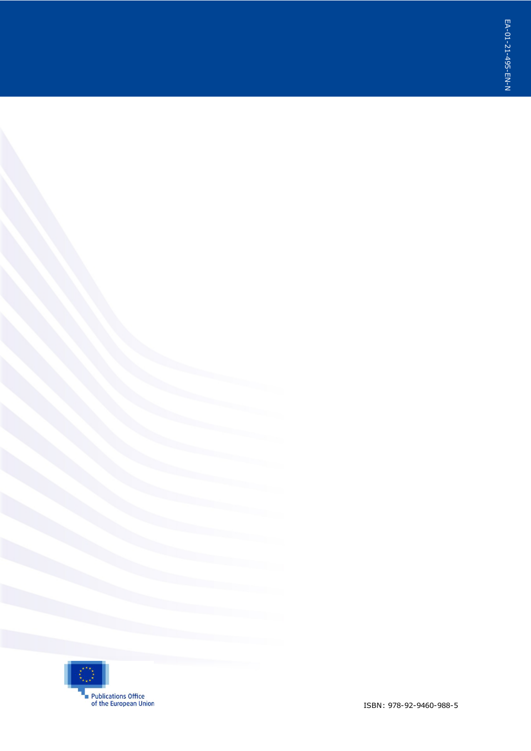EA-01-21-495-EN-N

Publications Office of the European Union

ISBN: 978-92-9460-988-5